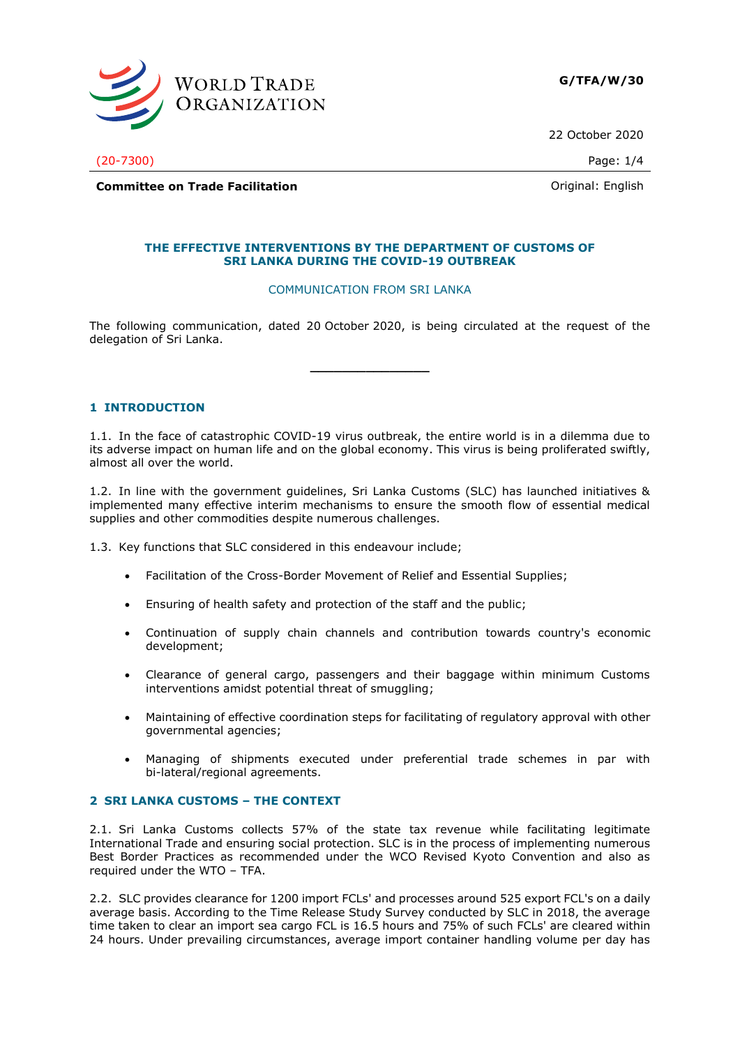WORLD TRADE ORGANIZATION

**G/TFA/W/30**

22 October 2020

(20-7300)

**Committee on Trade Facilitation** Original: English

## THE EFFECTIVE INTERVENTIONS BY THE DEPARTMENT OF CUSTOMS OF SRI LANKA DURING THE COVID-19 OUTBREAK

COMMUNICATION FROM SRI LANKA

The following communication, dated 20 October 2020, is being circulated at the request of the delegation of Sri Lanka.

---

## 1 INTRODUCTION

1.1. In the face of catastrophic COVID-19 virus outbreak, the entire world is in a dilemma due to its adverse impact on human life and on the global economy. This virus is being proliferated swiftly, almost all over the world.

1.2. In line with the government guidelines, Sri Lanka Customs (SLC) has launched initiatives & implemented many effective interim mechanisms to ensure the smooth flow of essential medical supplies and other commodities despite numerous challenges.

1.3. Key functions that SLC considered in this endeavour include;

- Facilitation of the Cross-Border Movement of Relief and Essential Supplies;
- Ensuring of health safety and protection of the staff and the public;
- Continuation of supply chain channels and contribution towards country's economic development;
- Clearance of general cargo, passengers and their baggage within minimum Customs interventions amidst potential threat of smuggling;
- Maintaining of effective coordination steps for facilitating of regulatory approval with other governmental agencies;
- Managing of shipments executed under preferential trade schemes in par with bi-lateral/regional agreements.

## 2 SRI LANKA CUSTOMS – THE CONTEXT

2.1. Sri Lanka Customs collects 57% of the state tax revenue while facilitating legitimate International Trade and ensuring social protection. SLC is in the process of implementing numerous Best Border Practices as recommended under the WCO Revised Kyoto Convention and also as required under the WTO – TFA.

2.2. SLC provides clearance for 1200 import FCLs' and processes around 525 export FCL's on a daily average basis. According to the Time Release Study Survey conducted by SLC in 2018, the average time taken to clear an import sea cargo FCL is 16.5 hours and 75% of such FCLs' are cleared within 24 hours. Under prevailing circumstances, average import container handling volume per day has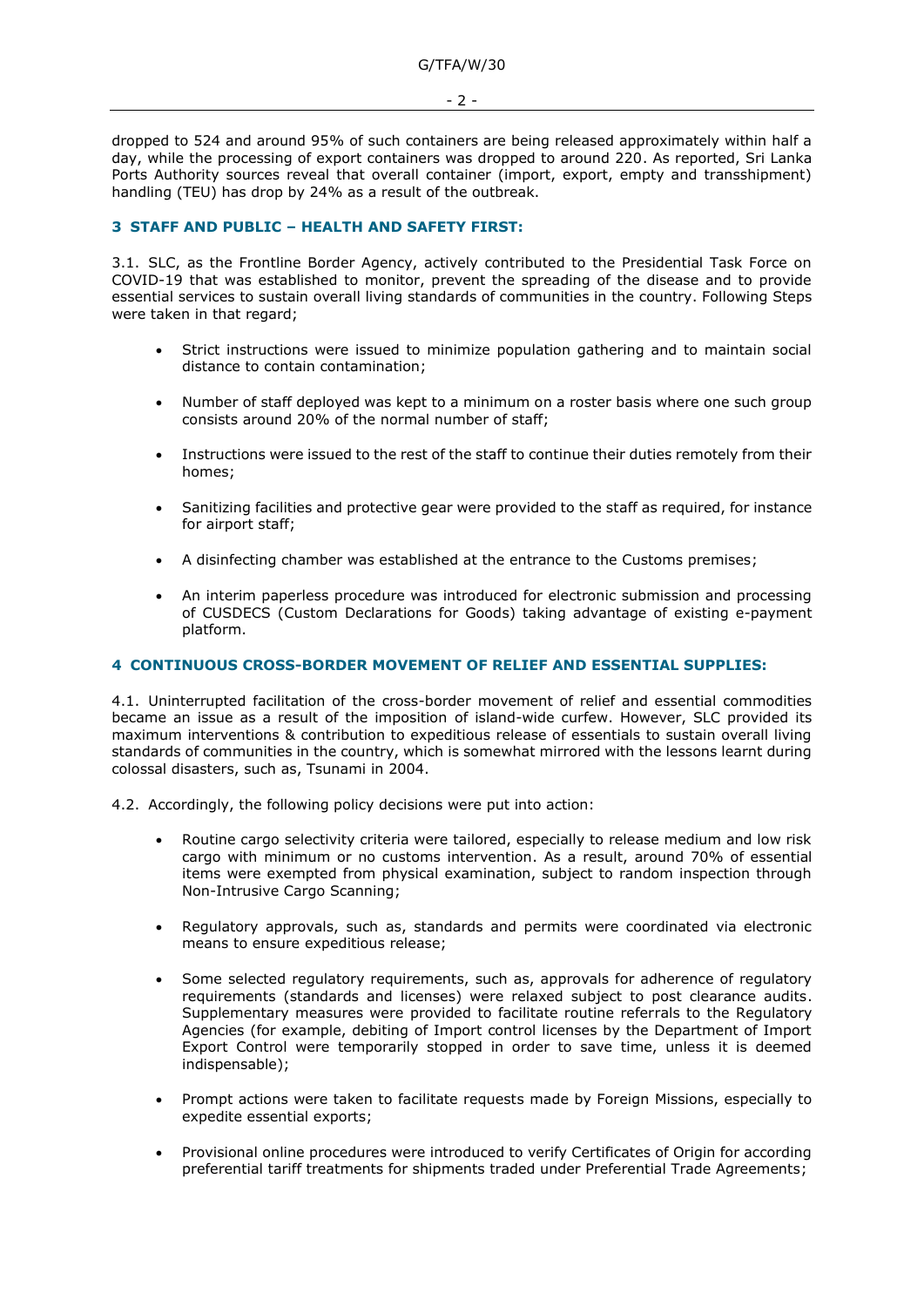dropped to 524 and around 95% of such containers are being released approximately within half a day, while the processing of export containers was dropped to around 220. As reported, Sri Lanka Ports Authority sources reveal that overall container (import, export, empty and transshipment) handling (TEU) has drop by 24% as a result of the outbreak.

## 3 STAFF AND PUBLIC – HEALTH AND SAFETY FIRST:

3.1. SLC, as the Frontline Border Agency, actively contributed to the Presidential Task Force on COVID-19 that was established to monitor, prevent the spreading of the disease and to provide essential services to sustain overall living standards of communities in the country. Following Steps were taken in that regard;

- Strict instructions were issued to minimize population gathering and to maintain social distance to contain contamination;
- Number of staff deployed was kept to a minimum on a roster basis where one such group consists around 20% of the normal number of staff;
- Instructions were issued to the rest of the staff to continue their duties remotely from their homes;
- Sanitizing facilities and protective gear were provided to the staff as required, for instance for airport staff;
- A disinfecting chamber was established at the entrance to the Customs premises;
- An interim paperless procedure was introduced for electronic submission and processing of CUSDECS (Custom Declarations for Goods) taking advantage of existing e-payment platform.

## 4 CONTINUOUS CROSS-BORDER MOVEMENT OF RELIEF AND ESSENTIAL SUPPLIES:

4.1. Uninterrupted facilitation of the cross-border movement of relief and essential commodities became an issue as a result of the imposition of island-wide curfew. However, SLC provided its maximum interventions & contribution to expeditious release of essentials to sustain overall living standards of communities in the country, which is somewhat mirrored with the lessons learnt during colossal disasters, such as, Tsunami in 2004.

4.2. Accordingly, the following policy decisions were put into action:

- Routine cargo selectivity criteria were tailored, especially to release medium and low risk cargo with minimum or no customs intervention. As a result, around 70% of essential items were exempted from physical examination, subject to random inspection through Non-Intrusive Cargo Scanning;
- Regulatory approvals, such as, standards and permits were coordinated via electronic means to ensure expeditious release;
- Some selected regulatory requirements, such as, approvals for adherence of regulatory requirements (standards and licenses) were relaxed subject to post clearance audits. Supplementary measures were provided to facilitate routine referrals to the Regulatory Agencies (for example, debiting of Import control licenses by the Department of Import Export Control were temporarily stopped in order to save time, unless it is deemed indispensable);
- Prompt actions were taken to facilitate requests made by Foreign Missions, especially to expedite essential exports;
- Provisional online procedures were introduced to verify Certificates of Origin for according preferential tariff treatments for shipments traded under Preferential Trade Agreements;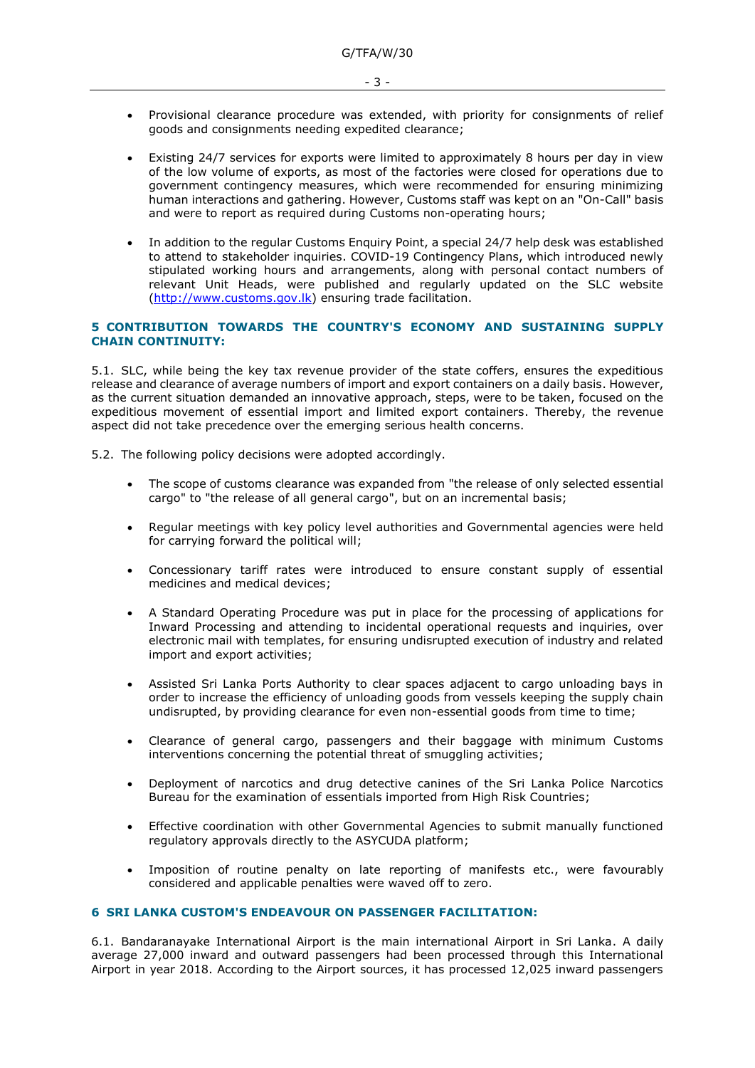- Provisional clearance procedure was extended, with priority for consignments of relief goods and consignments needing expedited clearance;
- Existing 24/7 services for exports were limited to approximately 8 hours per day in view of the low volume of exports, as most of the factories were closed for operations due to government contingency measures, which were recommended for ensuring minimizing human interactions and gathering. However, Customs staff was kept on an "On-Call" basis and were to report as required during Customs non-operating hours;
- In addition to the regular Customs Enquiry Point, a special 24/7 help desk was established to attend to stakeholder inquiries. COVID-19 Contingency Plans, which introduced newly stipulated working hours and arrangements, along with personal contact numbers of relevant Unit Heads, were published and regularly updated on the SLC website (http://www.customs.gov.lk) ensuring trade facilitation.

## 5 CONTRIBUTION TOWARDS THE COUNTRY'S ECONOMY AND SUSTAINING SUPPLY CHAIN CONTINUITY:

5.1. SLC, while being the key tax revenue provider of the state coffers, ensures the expeditious release and clearance of average numbers of import and export containers on a daily basis. However, as the current situation demanded an innovative approach, steps, were to be taken, focused on the expeditious movement of essential import and limited export containers. Thereby, the revenue aspect did not take precedence over the emerging serious health concerns.

5.2. The following policy decisions were adopted accordingly.

- The scope of customs clearance was expanded from "the release of only selected essential cargo" to "the release of all general cargo", but on an incremental basis;
- Regular meetings with key policy level authorities and Governmental agencies were held for carrying forward the political will;
- Concessionary tariff rates were introduced to ensure constant supply of essential medicines and medical devices;
- A Standard Operating Procedure was put in place for the processing of applications for Inward Processing and attending to incidental operational requests and inquiries, over electronic mail with templates, for ensuring undisrupted execution of industry and related import and export activities;
- Assisted Sri Lanka Ports Authority to clear spaces adjacent to cargo unloading bays in order to increase the efficiency of unloading goods from vessels keeping the supply chain undisrupted, by providing clearance for even non-essential goods from time to time;
- Clearance of general cargo, passengers and their baggage with minimum Customs interventions concerning the potential threat of smuggling activities;
- Deployment of narcotics and drug detective canines of the Sri Lanka Police Narcotics Bureau for the examination of essentials imported from High Risk Countries;
- Effective coordination with other Governmental Agencies to submit manually functioned regulatory approvals directly to the ASYCUDA platform;
- Imposition of routine penalty on late reporting of manifests etc., were favourably considered and applicable penalties were waved off to zero.

## 6 SRI LANKA CUSTOM'S ENDEAVOUR ON PASSENGER FACILITATION:

6.1. Bandaranayake International Airport is the main international Airport in Sri Lanka. A daily average 27,000 inward and outward passengers had been processed through this International Airport in year 2018. According to the Airport sources, it has processed 12,025 inward passengers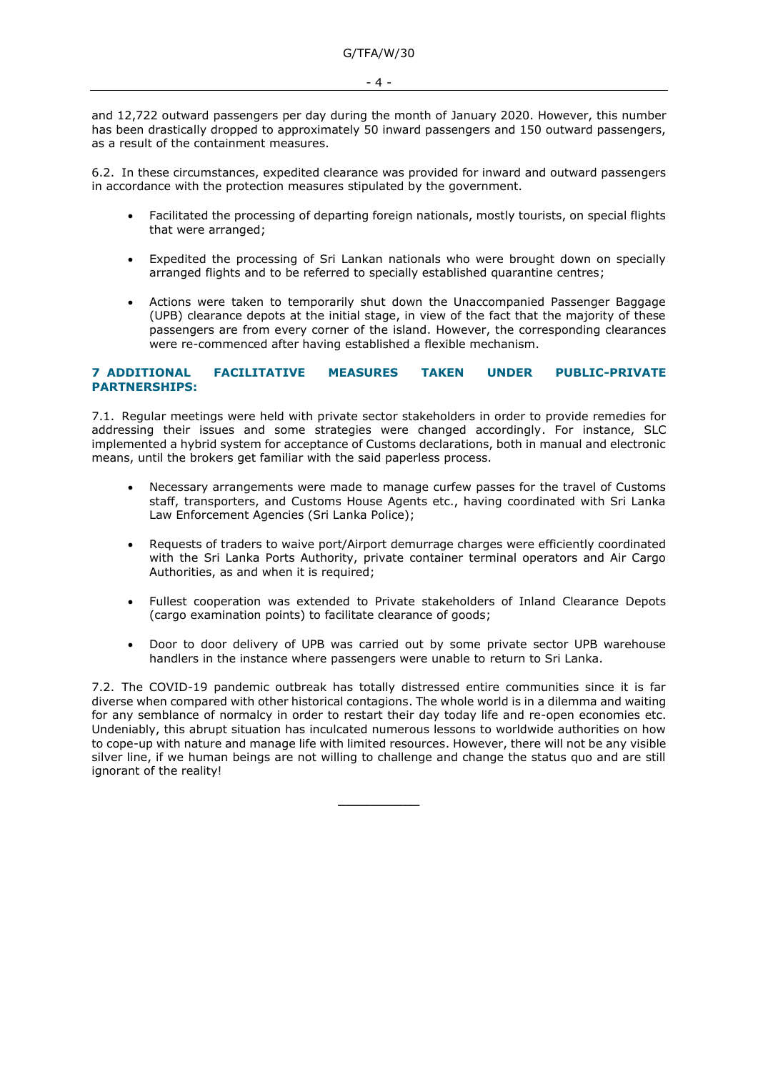and 12,722 outward passengers per day during the month of January 2020. However, this number has been drastically dropped to approximately 50 inward passengers and 150 outward passengers, as a result of the containment measures.

6.2. In these circumstances, expedited clearance was provided for inward and outward passengers in accordance with the protection measures stipulated by the government.

- Facilitated the processing of departing foreign nationals, mostly tourists, on special flights that were arranged;
- Expedited the processing of Sri Lankan nationals who were brought down on specially arranged flights and to be referred to specially established quarantine centres;
- Actions were taken to temporarily shut down the Unaccompanied Passenger Baggage (UPB) clearance depots at the initial stage, in view of the fact that the majority of these passengers are from every corner of the island. However, the corresponding clearances were re-commenced after having established a flexible mechanism.

## 7 ADDITIONAL FACILITATIVE MEASURES TAKEN UNDER PUBLIC-PRIVATE PARTNERSHIPS:

7.1. Regular meetings were held with private sector stakeholders in order to provide remedies for addressing their issues and some strategies were changed accordingly. For instance, SLC implemented a hybrid system for acceptance of Customs declarations, both in manual and electronic means, until the brokers get familiar with the said paperless process.

- Necessary arrangements were made to manage curfew passes for the travel of Customs staff, transporters, and Customs House Agents etc., having coordinated with Sri Lanka Law Enforcement Agencies (Sri Lanka Police);
- Requests of traders to waive port/Airport demurrage charges were efficiently coordinated with the Sri Lanka Ports Authority, private container terminal operators and Air Cargo Authorities, as and when it is required;
- Fullest cooperation was extended to Private stakeholders of Inland Clearance Depots (cargo examination points) to facilitate clearance of goods;
- Door to door delivery of UPB was carried out by some private sector UPB warehouse handlers in the instance where passengers were unable to return to Sri Lanka.

7.2. The COVID-19 pandemic outbreak has totally distressed entire communities since it is far diverse when compared with other historical contagions. The whole world is in a dilemma and waiting for any semblance of normalcy in order to restart their day today life and re-open economies etc. Undeniably, this abrupt situation has inculcated numerous lessons to worldwide authorities on how to cope-up with nature and manage life with limited resources. However, there will not be any visible silver line, if we human beings are not willing to challenge and change the status quo and are still ignorant of the reality!

__________